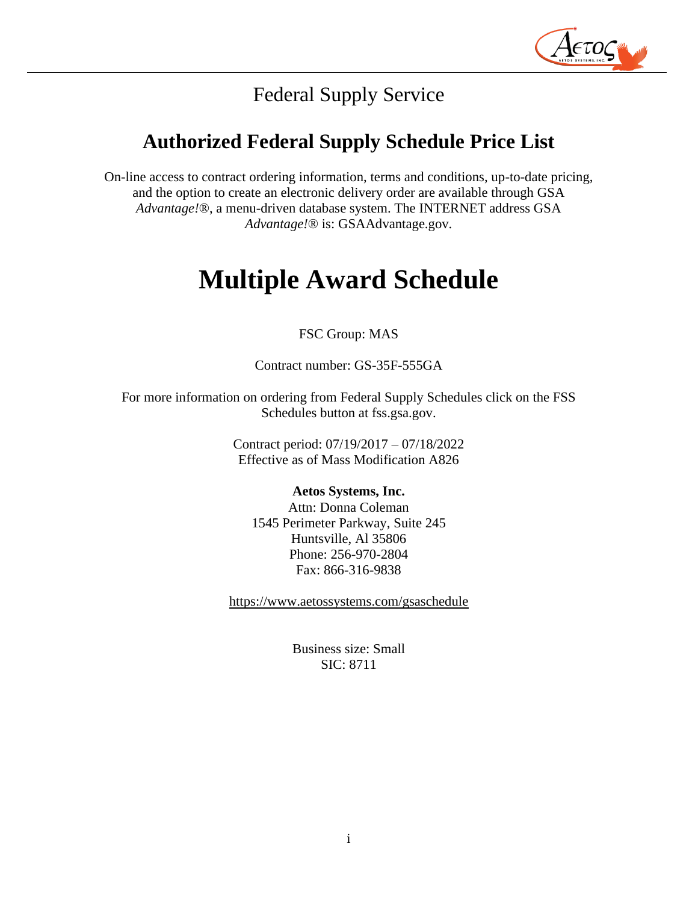Federal Supply Service

## Authorized Federal Supply Schedule Price List

On-line access to contract ordering information, terms and conditions, up-to-date pricing, and the option to create an electronic delivery order are available through GSA *Advantage!*®, a menu-driven database system. The INTERNET address GSA *Advantage!*® is: GSAAdvantage.gov.

# Multiple Award Schedule

FSC Group: MAS

Contract number: GS-35F-555GA

For more information on ordering from Federal Supply Schedules click on the FSS Schedules button at fss.gsa.gov.

Contract period: 07/19/2017 – 07/18/2022
Effective as of Mass Modification A826

**Aetos Systems, Inc.**
Attn: Donna Coleman
1545 Perimeter Parkway, Suite 245
Huntsville, Al 35806
Phone: 256-970-2804
Fax: 866-316-9838

https://www.aetossystems.com/gsaschedule

Business size: Small
SIC: 8711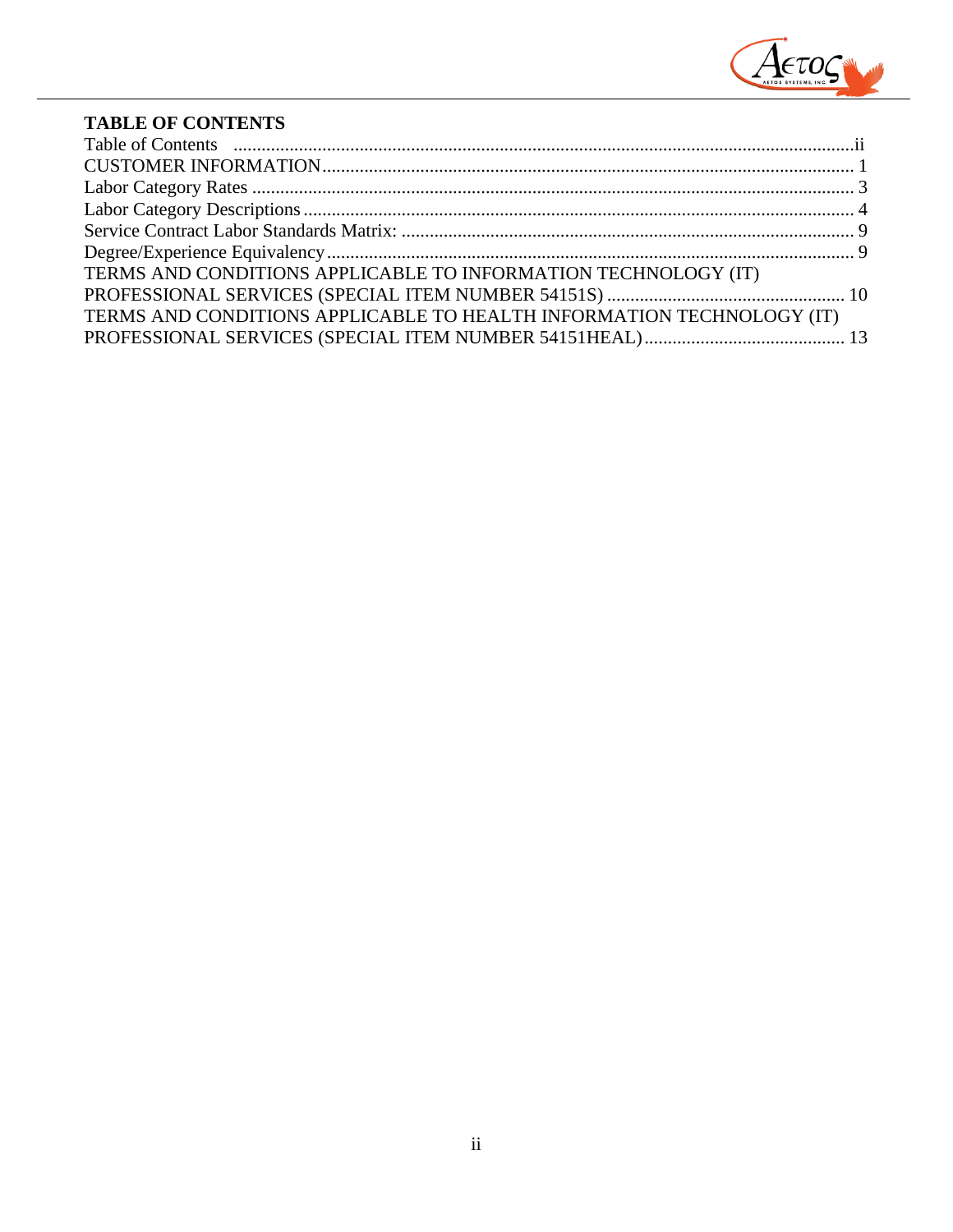**TABLE OF CONTENTS**

Table of Contents ............................................................................................................................ii
CUSTOMER INFORMATION ........................................................................................................ 1
Labor Category Rates ..................................................................................................................... 3
Labor Category Descriptions .......................................................................................................... 4
Service Contract Labor Standards Matrix: ..................................................................................... 9
Degree/Experience Equivalency ..................................................................................................... 9
TERMS AND CONDITIONS APPLICABLE TO INFORMATION TECHNOLOGY (IT) PROFESSIONAL SERVICES (SPECIAL ITEM NUMBER 54151S) ......................................... 10
TERMS AND CONDITIONS APPLICABLE TO HEALTH INFORMATION TECHNOLOGY (IT) PROFESSIONAL SERVICES (SPECIAL ITEM NUMBER 54151HEAL) ................................ 13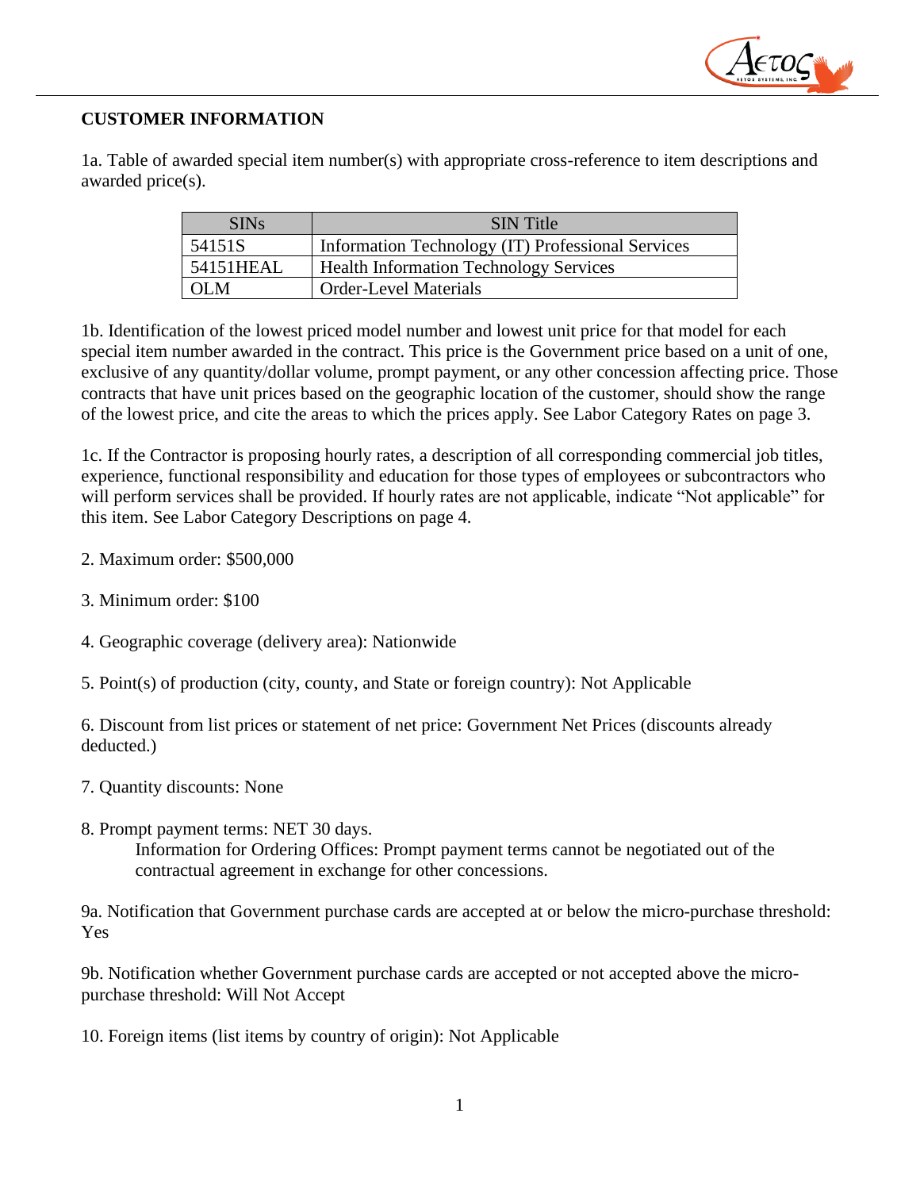**CUSTOMER INFORMATION**

1a. Table of awarded special item number(s) with appropriate cross-reference to item descriptions and awarded price(s).

| SINs | SIN Title |
|---|---|
| 54151S | Information Technology (IT) Professional Services |
| 54151HEAL | Health Information Technology Services |
| OLM | Order-Level Materials |

1b. Identification of the lowest priced model number and lowest unit price for that model for each special item number awarded in the contract. This price is the Government price based on a unit of one, exclusive of any quantity/dollar volume, prompt payment, or any other concession affecting price. Those contracts that have unit prices based on the geographic location of the customer, should show the range of the lowest price, and cite the areas to which the prices apply. See Labor Category Rates on page 3.

1c. If the Contractor is proposing hourly rates, a description of all corresponding commercial job titles, experience, functional responsibility and education for those types of employees or subcontractors who will perform services shall be provided. If hourly rates are not applicable, indicate "Not applicable" for this item. See Labor Category Descriptions on page 4.

2. Maximum order: $500,000

3. Minimum order: $100

4. Geographic coverage (delivery area): Nationwide

5. Point(s) of production (city, county, and State or foreign country): Not Applicable

6. Discount from list prices or statement of net price: Government Net Prices (discounts already deducted.)

7. Quantity discounts: None

8. Prompt payment terms: NET 30 days.
   Information for Ordering Offices: Prompt payment terms cannot be negotiated out of the contractual agreement in exchange for other concessions.

9a. Notification that Government purchase cards are accepted at or below the micro-purchase threshold: Yes

9b. Notification whether Government purchase cards are accepted or not accepted above the micro-purchase threshold: Will Not Accept

10. Foreign items (list items by country of origin): Not Applicable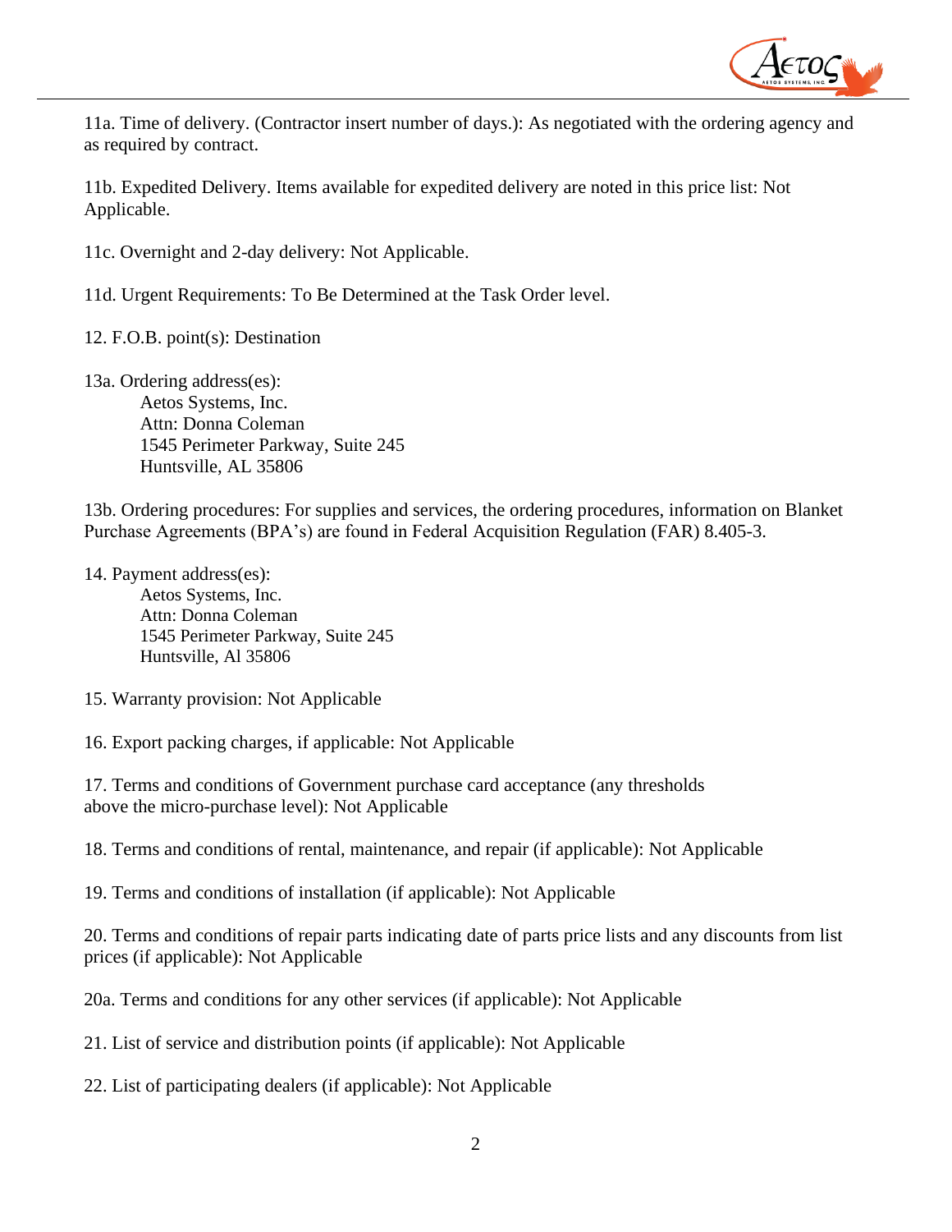11a. Time of delivery. (Contractor insert number of days.): As negotiated with the ordering agency and as required by contract.

11b. Expedited Delivery. Items available for expedited delivery are noted in this price list: Not Applicable.

11c. Overnight and 2-day delivery: Not Applicable.

11d. Urgent Requirements: To Be Determined at the Task Order level.

12. F.O.B. point(s): Destination

13a. Ordering address(es):

Aetos Systems, Inc.
Attn: Donna Coleman
1545 Perimeter Parkway, Suite 245
Huntsville, AL 35806

13b. Ordering procedures: For supplies and services, the ordering procedures, information on Blanket Purchase Agreements (BPA's) are found in Federal Acquisition Regulation (FAR) 8.405-3.

14. Payment address(es):

Aetos Systems, Inc.
Attn: Donna Coleman
1545 Perimeter Parkway, Suite 245
Huntsville, Al 35806

15. Warranty provision: Not Applicable

16. Export packing charges, if applicable: Not Applicable

17. Terms and conditions of Government purchase card acceptance (any thresholds above the micro-purchase level): Not Applicable

18. Terms and conditions of rental, maintenance, and repair (if applicable): Not Applicable

19. Terms and conditions of installation (if applicable): Not Applicable

20. Terms and conditions of repair parts indicating date of parts price lists and any discounts from list prices (if applicable): Not Applicable

20a. Terms and conditions for any other services (if applicable): Not Applicable

21. List of service and distribution points (if applicable): Not Applicable

22. List of participating dealers (if applicable): Not Applicable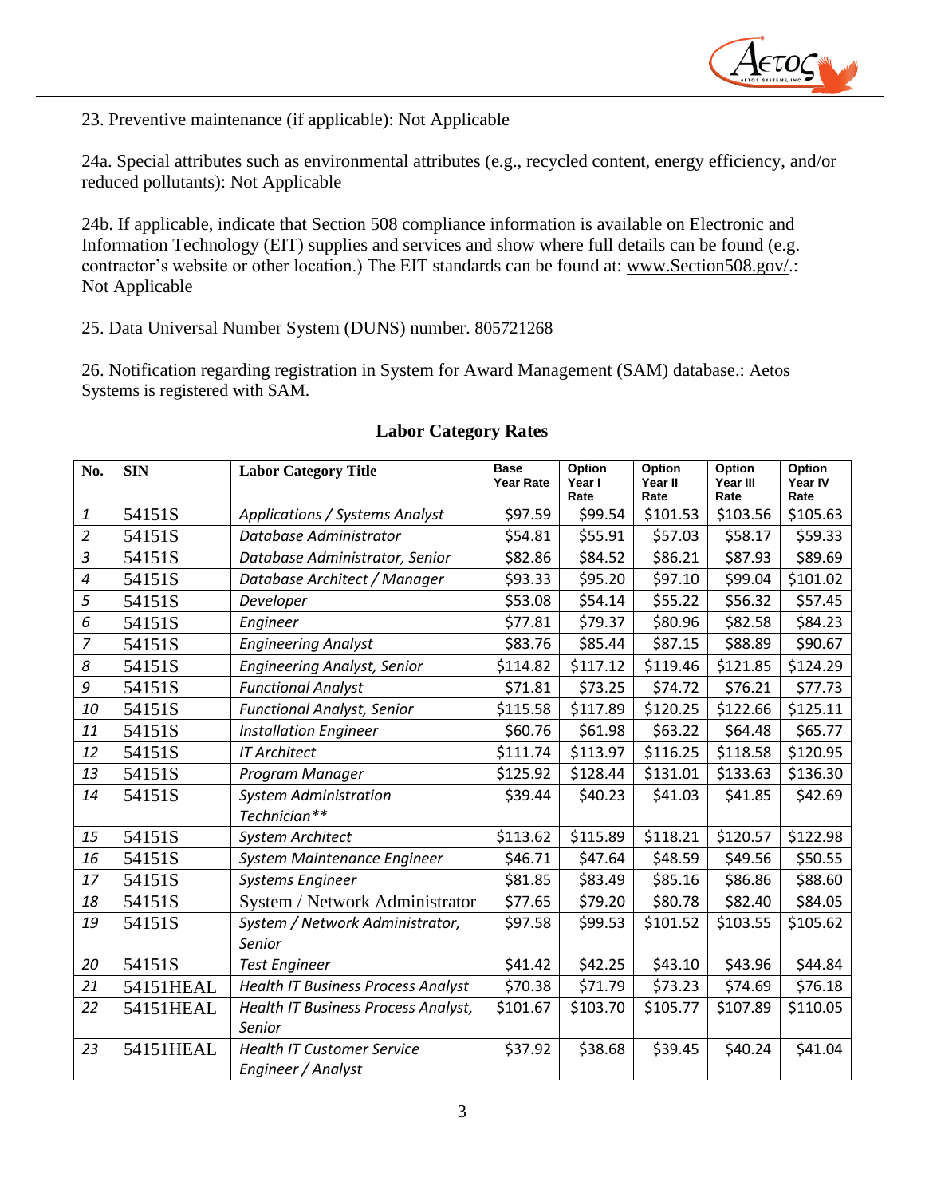23. Preventive maintenance (if applicable): Not Applicable

24a. Special attributes such as environmental attributes (e.g., recycled content, energy efficiency, and/or reduced pollutants): Not Applicable

24b. If applicable, indicate that Section 508 compliance information is available on Electronic and Information Technology (EIT) supplies and services and show where full details can be found (e.g. contractor's website or other location.) The EIT standards can be found at: www.Section508.gov/.: Not Applicable

25. Data Universal Number System (DUNS) number. 805721268

26. Notification regarding registration in System for Award Management (SAM) database.: Aetos Systems is registered with SAM.

## Labor Category Rates

| No. | SIN | Labor Category Title | Base Year Rate | Option Year I Rate | Option Year II Rate | Option Year III Rate | Option Year IV Rate |
|---|---|---|---|---|---|---|---|
| 1 | 54151S | Applications / Systems Analyst | $97.59 | $99.54 | $101.53 | $103.56 | $105.63 |
| 2 | 54151S | Database Administrator | $54.81 | $55.91 | $57.03 | $58.17 | $59.33 |
| 3 | 54151S | Database Administrator, Senior | $82.86 | $84.52 | $86.21 | $87.93 | $89.69 |
| 4 | 54151S | Database Architect / Manager | $93.33 | $95.20 | $97.10 | $99.04 | $101.02 |
| 5 | 54151S | Developer | $53.08 | $54.14 | $55.22 | $56.32 | $57.45 |
| 6 | 54151S | Engineer | $77.81 | $79.37 | $80.96 | $82.58 | $84.23 |
| 7 | 54151S | Engineering Analyst | $83.76 | $85.44 | $87.15 | $88.89 | $90.67 |
| 8 | 54151S | Engineering Analyst, Senior | $114.82 | $117.12 | $119.46 | $121.85 | $124.29 |
| 9 | 54151S | Functional Analyst | $71.81 | $73.25 | $74.72 | $76.21 | $77.73 |
| 10 | 54151S | Functional Analyst, Senior | $115.58 | $117.89 | $120.25 | $122.66 | $125.11 |
| 11 | 54151S | Installation Engineer | $60.76 | $61.98 | $63.22 | $64.48 | $65.77 |
| 12 | 54151S | IT Architect | $111.74 | $113.97 | $116.25 | $118.58 | $120.95 |
| 13 | 54151S | Program Manager | $125.92 | $128.44 | $131.01 | $133.63 | $136.30 |
| 14 | 54151S | System Administration Technician** | $39.44 | $40.23 | $41.03 | $41.85 | $42.69 |
| 15 | 54151S | System Architect | $113.62 | $115.89 | $118.21 | $120.57 | $122.98 |
| 16 | 54151S | System Maintenance Engineer | $46.71 | $47.64 | $48.59 | $49.56 | $50.55 |
| 17 | 54151S | Systems Engineer | $81.85 | $83.49 | $85.16 | $86.86 | $88.60 |
| 18 | 54151S | System / Network Administrator | $77.65 | $79.20 | $80.78 | $82.40 | $84.05 |
| 19 | 54151S | System / Network Administrator, Senior | $97.58 | $99.53 | $101.52 | $103.55 | $105.62 |
| 20 | 54151S | Test Engineer | $41.42 | $42.25 | $43.10 | $43.96 | $44.84 |
| 21 | 54151HEAL | Health IT Business Process Analyst | $70.38 | $71.79 | $73.23 | $74.69 | $76.18 |
| 22 | 54151HEAL | Health IT Business Process Analyst, Senior | $101.67 | $103.70 | $105.77 | $107.89 | $110.05 |
| 23 | 54151HEAL | Health IT Customer Service Engineer / Analyst | $37.92 | $38.68 | $39.45 | $40.24 | $41.04 |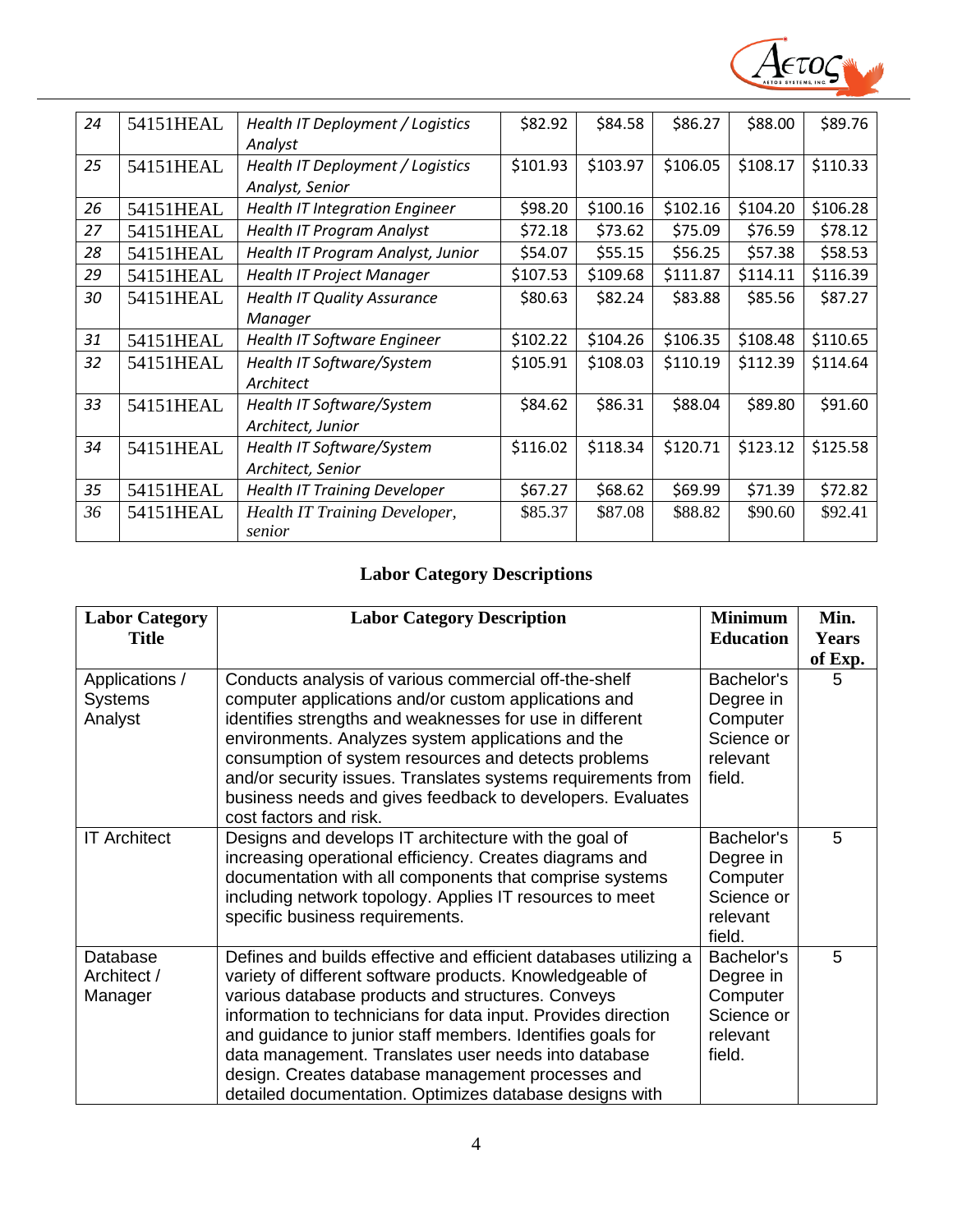| 24 | 54151HEAL | *Health IT Deployment / Logistics Analyst* | $82.92 | $84.58 | $86.27 | $88.00 | $89.76 |
|---|---|---|---|---|---|---|---|
| 25 | 54151HEAL | *Health IT Deployment / Logistics Analyst, Senior* | $101.93 | $103.97 | $106.05 | $108.17 | $110.33 |
| 26 | 54151HEAL | *Health IT Integration Engineer* | $98.20 | $100.16 | $102.16 | $104.20 | $106.28 |
| 27 | 54151HEAL | *Health IT Program Analyst* | $72.18 | $73.62 | $75.09 | $76.59 | $78.12 |
| 28 | 54151HEAL | *Health IT Program Analyst, Junior* | $54.07 | $55.15 | $56.25 | $57.38 | $58.53 |
| 29 | 54151HEAL | *Health IT Project Manager* | $107.53 | $109.68 | $111.87 | $114.11 | $116.39 |
| 30 | 54151HEAL | *Health IT Quality Assurance Manager* | $80.63 | $82.24 | $83.88 | $85.56 | $87.27 |
| 31 | 54151HEAL | *Health IT Software Engineer* | $102.22 | $104.26 | $106.35 | $108.48 | $110.65 |
| 32 | 54151HEAL | *Health IT Software/System Architect* | $105.91 | $108.03 | $110.19 | $112.39 | $114.64 |
| 33 | 54151HEAL | *Health IT Software/System Architect, Junior* | $84.62 | $86.31 | $88.04 | $89.80 | $91.60 |
| 34 | 54151HEAL | *Health IT Software/System Architect, Senior* | $116.02 | $118.34 | $120.71 | $123.12 | $125.58 |
| 35 | 54151HEAL | *Health IT Training Developer* | $67.27 | $68.62 | $69.99 | $71.39 | $72.82 |
| 36 | 54151HEAL | *Health IT Training Developer, senior* | $85.37 | $87.08 | $88.82 | $90.60 | $92.41 |

## Labor Category Descriptions

| Labor Category Title | Labor Category Description | Minimum Education | Min. Years of Exp. |
|---|---|---|---|
| Applications / Systems Analyst | Conducts analysis of various commercial off-the-shelf computer applications and/or custom applications and identifies strengths and weaknesses for use in different environments. Analyzes system applications and the consumption of system resources and detects problems and/or security issues. Translates systems requirements from business needs and gives feedback to developers. Evaluates cost factors and risk. | Bachelor's Degree in Computer Science or relevant field. | 5 |
| IT Architect | Designs and develops IT architecture with the goal of increasing operational efficiency. Creates diagrams and documentation with all components that comprise systems including network topology. Applies IT resources to meet specific business requirements. | Bachelor's Degree in Computer Science or relevant field. | 5 |
| Database Architect / Manager | Defines and builds effective and efficient databases utilizing a variety of different software products. Knowledgeable of various database products and structures. Conveys information to technicians for data input. Provides direction and guidance to junior staff members. Identifies goals for data management. Translates user needs into database design. Creates database management processes and detailed documentation. Optimizes database designs with | Bachelor's Degree in Computer Science or relevant field. | 5 |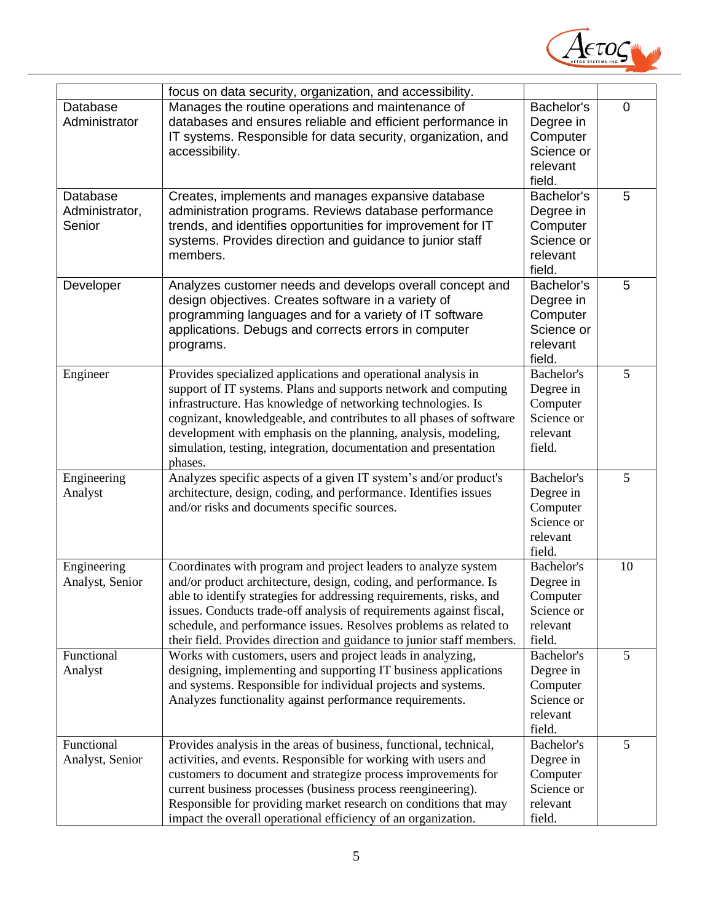| | | | |
|---|---|---|---|
| | focus on data security, organization, and accessibility. | | |
| Database Administrator | Manages the routine operations and maintenance of databases and ensures reliable and efficient performance in IT systems. Responsible for data security, organization, and accessibility. | Bachelor's Degree in Computer Science or relevant field. | 0 |
| Database Administrator, Senior | Creates, implements and manages expansive database administration programs. Reviews database performance trends, and identifies opportunities for improvement for IT systems. Provides direction and guidance to junior staff members. | Bachelor's Degree in Computer Science or relevant field. | 5 |
| Developer | Analyzes customer needs and develops overall concept and design objectives. Creates software in a variety of programming languages and for a variety of IT software applications. Debugs and corrects errors in computer programs. | Bachelor's Degree in Computer Science or relevant field. | 5 |
| Engineer | Provides specialized applications and operational analysis in support of IT systems. Plans and supports network and computing infrastructure. Has knowledge of networking technologies. Is cognizant, knowledgeable, and contributes to all phases of software development with emphasis on the planning, analysis, modeling, simulation, testing, integration, documentation and presentation phases. | Bachelor's Degree in Computer Science or relevant field. | 5 |
| Engineering Analyst | Analyzes specific aspects of a given IT system's and/or product's architecture, design, coding, and performance. Identifies issues and/or risks and documents specific sources. | Bachelor's Degree in Computer Science or relevant field. | 5 |
| Engineering Analyst, Senior | Coordinates with program and project leaders to analyze system and/or product architecture, design, coding, and performance. Is able to identify strategies for addressing requirements, risks, and issues. Conducts trade-off analysis of requirements against fiscal, schedule, and performance issues. Resolves problems as related to their field. Provides direction and guidance to junior staff members. | Bachelor's Degree in Computer Science or relevant field. | 10 |
| Functional Analyst | Works with customers, users and project leads in analyzing, designing, implementing and supporting IT business applications and systems. Responsible for individual projects and systems. Analyzes functionality against performance requirements. | Bachelor's Degree in Computer Science or relevant field. | 5 |
| Functional Analyst, Senior | Provides analysis in the areas of business, functional, technical, activities, and events. Responsible for working with users and customers to document and strategize process improvements for current business processes (business process reengineering). Responsible for providing market research on conditions that may impact the overall operational efficiency of an organization. | Bachelor's Degree in Computer Science or relevant field. | 5 |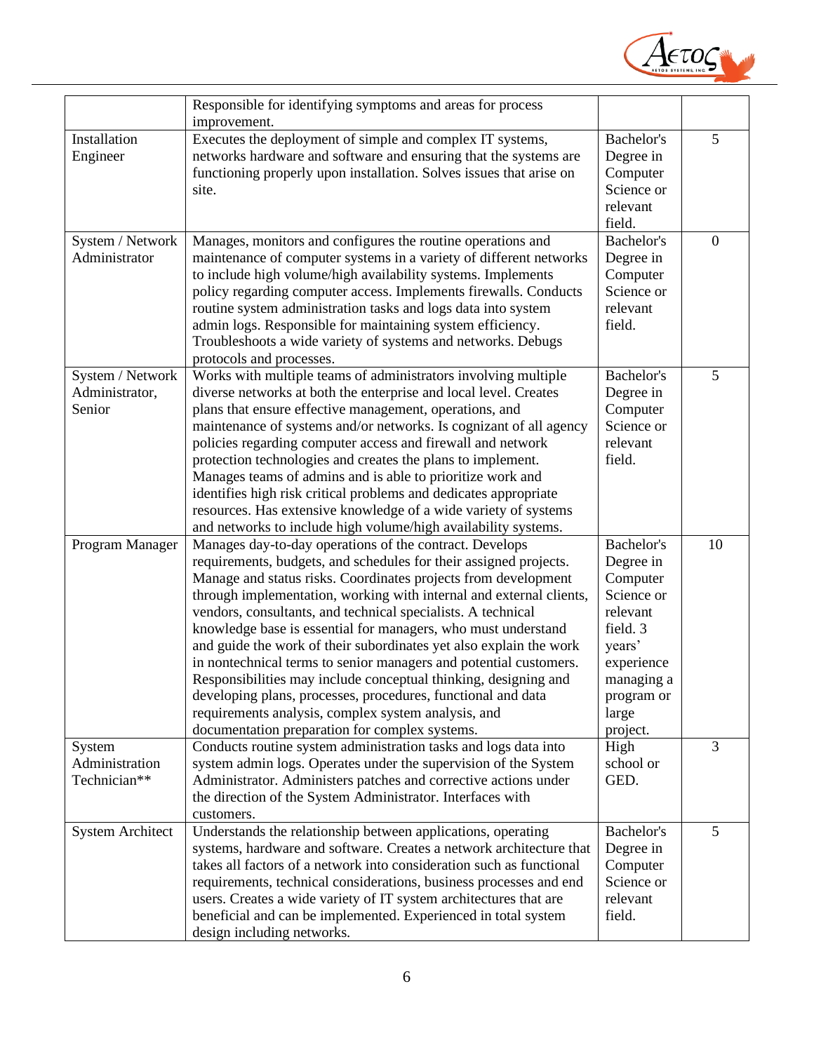|  | Responsible for identifying symptoms and areas for process improvement. |  |  |
|---|---|---|---|
| Installation Engineer | Executes the deployment of simple and complex IT systems, networks hardware and software and ensuring that the systems are functioning properly upon installation. Solves issues that arise on site. | Bachelor's Degree in Computer Science or relevant field. | 5 |
| System / Network Administrator | Manages, monitors and configures the routine operations and maintenance of computer systems in a variety of different networks to include high volume/high availability systems. Implements policy regarding computer access. Implements firewalls. Conducts routine system administration tasks and logs data into system admin logs. Responsible for maintaining system efficiency. Troubleshoots a wide variety of systems and networks. Debugs protocols and processes. | Bachelor's Degree in Computer Science or relevant field. | 0 |
| System / Network Administrator, Senior | Works with multiple teams of administrators involving multiple diverse networks at both the enterprise and local level. Creates plans that ensure effective management, operations, and maintenance of systems and/or networks. Is cognizant of all agency policies regarding computer access and firewall and network protection technologies and creates the plans to implement. Manages teams of admins and is able to prioritize work and identifies high risk critical problems and dedicates appropriate resources. Has extensive knowledge of a wide variety of systems and networks to include high volume/high availability systems. | Bachelor's Degree in Computer Science or relevant field. | 5 |
| Program Manager | Manages day-to-day operations of the contract. Develops requirements, budgets, and schedules for their assigned projects. Manage and status risks. Coordinates projects from development through implementation, working with internal and external clients, vendors, consultants, and technical specialists. A technical knowledge base is essential for managers, who must understand and guide the work of their subordinates yet also explain the work in nontechnical terms to senior managers and potential customers. Responsibilities may include conceptual thinking, designing and developing plans, processes, procedures, functional and data requirements analysis, complex system analysis, and documentation preparation for complex systems. | Bachelor's Degree in Computer Science or relevant field. 3 years' experience managing a program or large project. | 10 |
| System Administration Technician** | Conducts routine system administration tasks and logs data into system admin logs. Operates under the supervision of the System Administrator. Administers patches and corrective actions under the direction of the System Administrator. Interfaces with customers. | High school or GED. | 3 |
| System Architect | Understands the relationship between applications, operating systems, hardware and software. Creates a network architecture that takes all factors of a network into consideration such as functional requirements, technical considerations, business processes and end users. Creates a wide variety of IT system architectures that are beneficial and can be implemented. Experienced in total system design including networks. | Bachelor's Degree in Computer Science or relevant field. | 5 |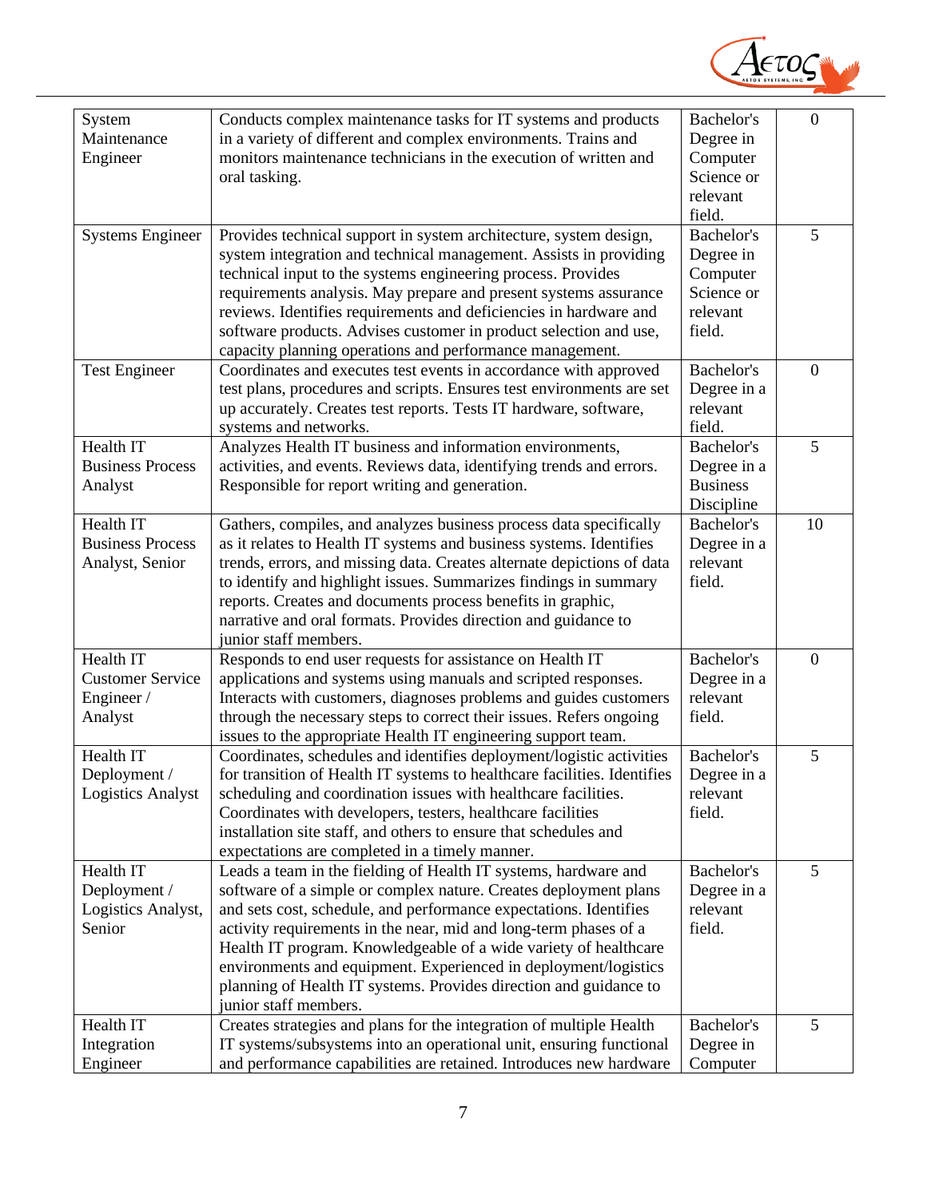| | | | |
|---|---|---|---|
| System Maintenance Engineer | Conducts complex maintenance tasks for IT systems and products in a variety of different and complex environments. Trains and monitors maintenance technicians in the execution of written and oral tasking. | Bachelor's Degree in Computer Science or relevant field. | 0 |
| Systems Engineer | Provides technical support in system architecture, system design, system integration and technical management. Assists in providing technical input to the systems engineering process. Provides requirements analysis. May prepare and present systems assurance reviews. Identifies requirements and deficiencies in hardware and software products. Advises customer in product selection and use, capacity planning operations and performance management. | Bachelor's Degree in Computer Science or relevant field. | 5 |
| Test Engineer | Coordinates and executes test events in accordance with approved test plans, procedures and scripts. Ensures test environments are set up accurately. Creates test reports. Tests IT hardware, software, systems and networks. | Bachelor's Degree in a relevant field. | 0 |
| Health IT Business Process Analyst | Analyzes Health IT business and information environments, activities, and events. Reviews data, identifying trends and errors. Responsible for report writing and generation. | Bachelor's Degree in a Business Discipline | 5 |
| Health IT Business Process Analyst, Senior | Gathers, compiles, and analyzes business process data specifically as it relates to Health IT systems and business systems. Identifies trends, errors, and missing data. Creates alternate depictions of data to identify and highlight issues. Summarizes findings in summary reports. Creates and documents process benefits in graphic, narrative and oral formats. Provides direction and guidance to junior staff members. | Bachelor's Degree in a relevant field. | 10 |
| Health IT Customer Service Engineer / Analyst | Responds to end user requests for assistance on Health IT applications and systems using manuals and scripted responses. Interacts with customers, diagnoses problems and guides customers through the necessary steps to correct their issues. Refers ongoing issues to the appropriate Health IT engineering support team. | Bachelor's Degree in a relevant field. | 0 |
| Health IT Deployment / Logistics Analyst | Coordinates, schedules and identifies deployment/logistic activities for transition of Health IT systems to healthcare facilities. Identifies scheduling and coordination issues with healthcare facilities. Coordinates with developers, testers, healthcare facilities installation site staff, and others to ensure that schedules and expectations are completed in a timely manner. | Bachelor's Degree in a relevant field. | 5 |
| Health IT Deployment / Logistics Analyst, Senior | Leads a team in the fielding of Health IT systems, hardware and software of a simple or complex nature. Creates deployment plans and sets cost, schedule, and performance expectations. Identifies activity requirements in the near, mid and long-term phases of a Health IT program. Knowledgeable of a wide variety of healthcare environments and equipment. Experienced in deployment/logistics planning of Health IT systems. Provides direction and guidance to junior staff members. | Bachelor's Degree in a relevant field. | 5 |
| Health IT Integration Engineer | Creates strategies and plans for the integration of multiple Health IT systems/subsystems into an operational unit, ensuring functional and performance capabilities are retained. Introduces new hardware | Bachelor's Degree in Computer | 5 |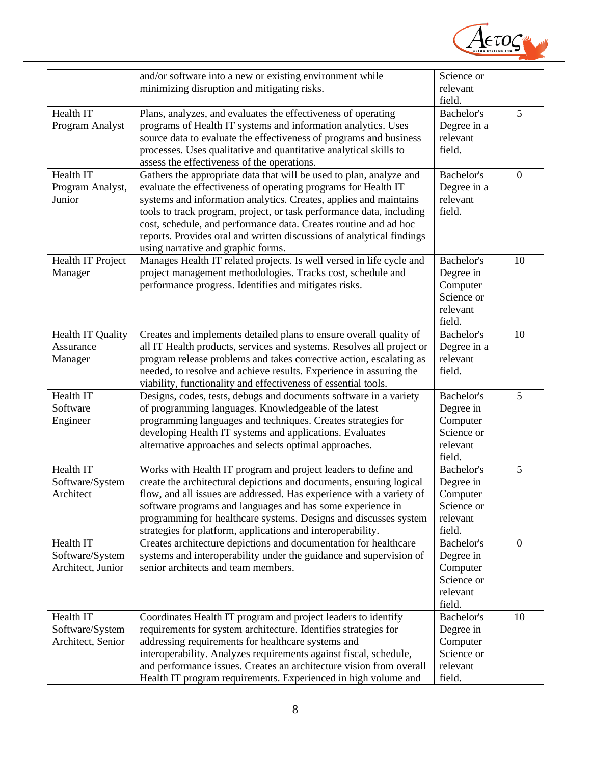| | | | |
|---|---|---|---|
| | and/or software into a new or existing environment while minimizing disruption and mitigating risks. | Science or relevant field. | |
| Health IT Program Analyst | Plans, analyzes, and evaluates the effectiveness of operating programs of Health IT systems and information analytics. Uses source data to evaluate the effectiveness of programs and business processes. Uses qualitative and quantitative analytical skills to assess the effectiveness of the operations. | Bachelor's Degree in a relevant field. | 5 |
| Health IT Program Analyst, Junior | Gathers the appropriate data that will be used to plan, analyze and evaluate the effectiveness of operating programs for Health IT systems and information analytics. Creates, applies and maintains tools to track program, project, or task performance data, including cost, schedule, and performance data. Creates routine and ad hoc reports. Provides oral and written discussions of analytical findings using narrative and graphic forms. | Bachelor's Degree in a relevant field. | 0 |
| Health IT Project Manager | Manages Health IT related projects. Is well versed in life cycle and project management methodologies. Tracks cost, schedule and performance progress. Identifies and mitigates risks. | Bachelor's Degree in Computer Science or relevant field. | 10 |
| Health IT Quality Assurance Manager | Creates and implements detailed plans to ensure overall quality of all IT Health products, services and systems. Resolves all project or program release problems and takes corrective action, escalating as needed, to resolve and achieve results. Experience in assuring the viability, functionality and effectiveness of essential tools. | Bachelor's Degree in a relevant field. | 10 |
| Health IT Software Engineer | Designs, codes, tests, debugs and documents software in a variety of programming languages. Knowledgeable of the latest programming languages and techniques. Creates strategies for developing Health IT systems and applications. Evaluates alternative approaches and selects optimal approaches. | Bachelor's Degree in Computer Science or relevant field. | 5 |
| Health IT Software/System Architect | Works with Health IT program and project leaders to define and create the architectural depictions and documents, ensuring logical flow, and all issues are addressed. Has experience with a variety of software programs and languages and has some experience in programming for healthcare systems. Designs and discusses system strategies for platform, applications and interoperability. | Bachelor's Degree in Computer Science or relevant field. | 5 |
| Health IT Software/System Architect, Junior | Creates architecture depictions and documentation for healthcare systems and interoperability under the guidance and supervision of senior architects and team members. | Bachelor's Degree in Computer Science or relevant field. | 0 |
| Health IT Software/System Architect, Senior | Coordinates Health IT program and project leaders to identify requirements for system architecture. Identifies strategies for addressing requirements for healthcare systems and interoperability. Analyzes requirements against fiscal, schedule, and performance issues. Creates an architecture vision from overall Health IT program requirements. Experienced in high volume and | Bachelor's Degree in Computer Science or relevant field. | 10 |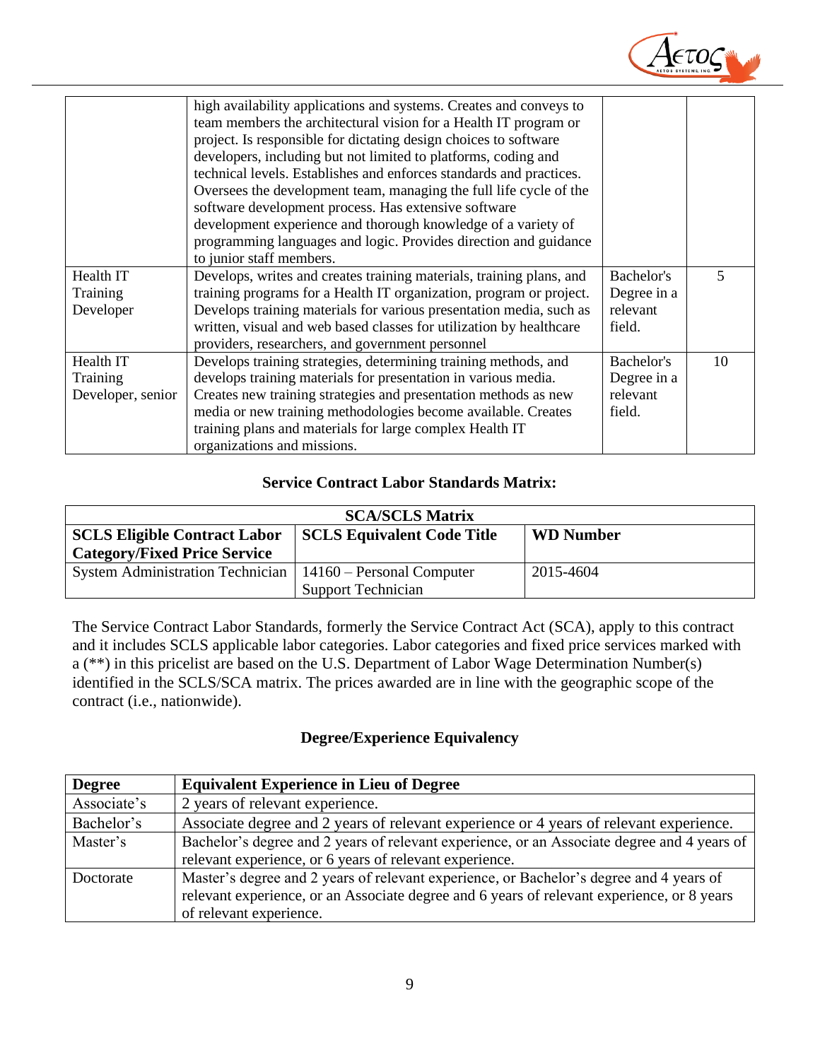| | | | |
|---|---|---|---|
| | high availability applications and systems. Creates and conveys to team members the architectural vision for a Health IT program or project. Is responsible for dictating design choices to software developers, including but not limited to platforms, coding and technical levels. Establishes and enforces standards and practices. Oversees the development team, managing the full life cycle of the software development process. Has extensive software development experience and thorough knowledge of a variety of programming languages and logic. Provides direction and guidance to junior staff members. | | |
| Health IT Training Developer | Develops, writes and creates training materials, training plans, and training programs for a Health IT organization, program or project. Develops training materials for various presentation media, such as written, visual and web based classes for utilization by healthcare providers, researchers, and government personnel | Bachelor's Degree in a relevant field. | 5 |
| Health IT Training Developer, senior | Develops training strategies, determining training methods, and develops training materials for presentation in various media. Creates new training strategies and presentation methods as new media or new training methodologies become available. Creates training plans and materials for large complex Health IT organizations and missions. | Bachelor's Degree in a relevant field. | 10 |

### Service Contract Labor Standards Matrix:

| **SCA/SCLS Matrix** | | |
|---|---|---|
| **SCLS Eligible Contract Labor Category/Fixed Price Service** | **SCLS Equivalent Code Title** | **WD Number** |
| System Administration Technician | 14160 – Personal Computer Support Technician | 2015-4604 |

The Service Contract Labor Standards, formerly the Service Contract Act (SCA), apply to this contract and it includes SCLS applicable labor categories. Labor categories and fixed price services marked with a (**) in this pricelist are based on the U.S. Department of Labor Wage Determination Number(s) identified in the SCLS/SCA matrix. The prices awarded are in line with the geographic scope of the contract (i.e., nationwide).

### Degree/Experience Equivalency

| **Degree** | **Equivalent Experience in Lieu of Degree** |
|---|---|
| Associate's | 2 years of relevant experience. |
| Bachelor's | Associate degree and 2 years of relevant experience or 4 years of relevant experience. |
| Master's | Bachelor's degree and 2 years of relevant experience, or an Associate degree and 4 years of relevant experience, or 6 years of relevant experience. |
| Doctorate | Master's degree and 2 years of relevant experience, or Bachelor's degree and 4 years of relevant experience, or an Associate degree and 6 years of relevant experience, or 8 years of relevant experience. |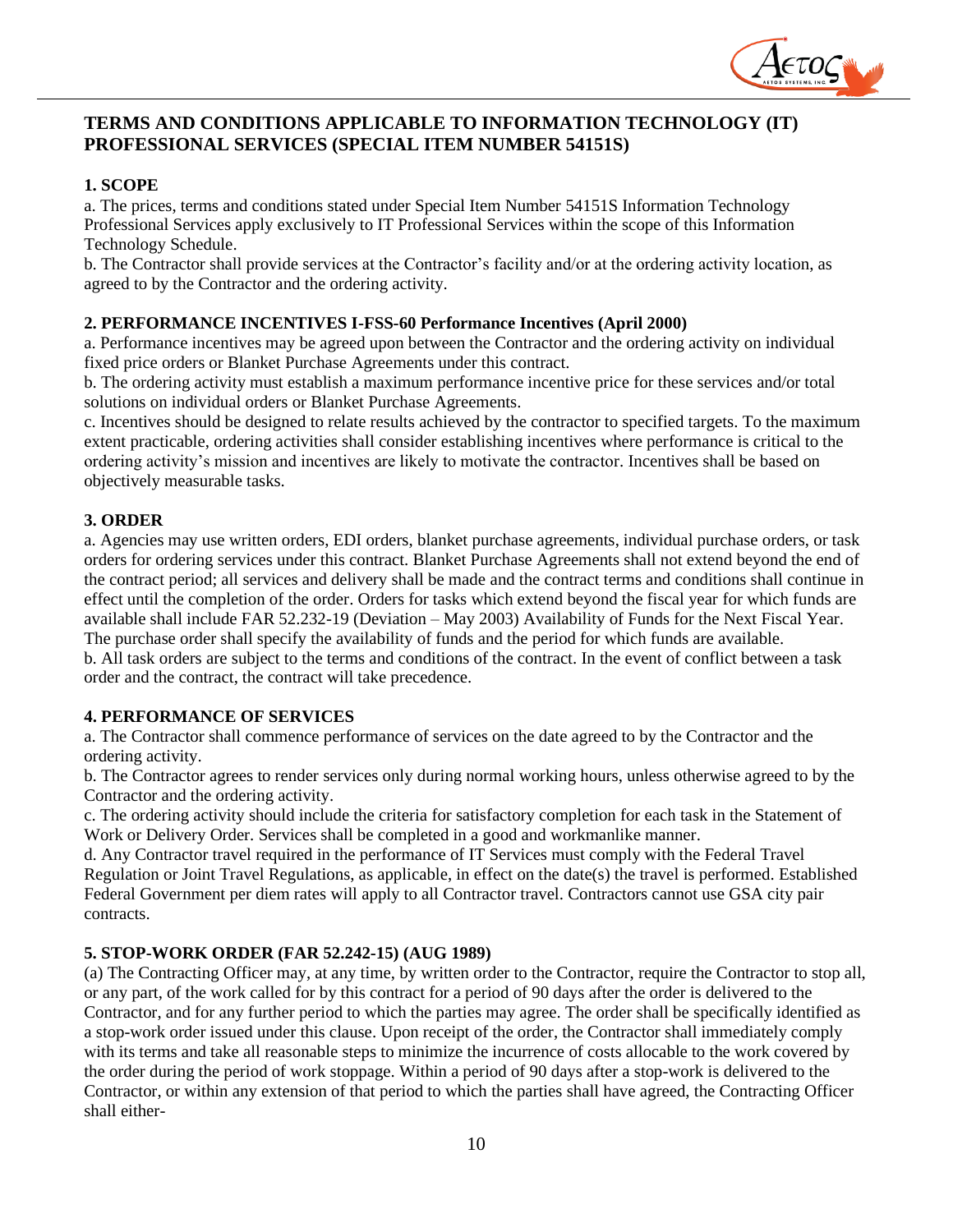## TERMS AND CONDITIONS APPLICABLE TO INFORMATION TECHNOLOGY (IT) PROFESSIONAL SERVICES (SPECIAL ITEM NUMBER 54151S)

### 1. SCOPE

a. The prices, terms and conditions stated under Special Item Number 54151S Information Technology Professional Services apply exclusively to IT Professional Services within the scope of this Information Technology Schedule.

b. The Contractor shall provide services at the Contractor's facility and/or at the ordering activity location, as agreed to by the Contractor and the ordering activity.

### 2. PERFORMANCE INCENTIVES I-FSS-60 Performance Incentives (April 2000)

a. Performance incentives may be agreed upon between the Contractor and the ordering activity on individual fixed price orders or Blanket Purchase Agreements under this contract.

b. The ordering activity must establish a maximum performance incentive price for these services and/or total solutions on individual orders or Blanket Purchase Agreements.

c. Incentives should be designed to relate results achieved by the contractor to specified targets. To the maximum extent practicable, ordering activities shall consider establishing incentives where performance is critical to the ordering activity's mission and incentives are likely to motivate the contractor. Incentives shall be based on objectively measurable tasks.

### 3. ORDER

a. Agencies may use written orders, EDI orders, blanket purchase agreements, individual purchase orders, or task orders for ordering services under this contract. Blanket Purchase Agreements shall not extend beyond the end of the contract period; all services and delivery shall be made and the contract terms and conditions shall continue in effect until the completion of the order. Orders for tasks which extend beyond the fiscal year for which funds are available shall include FAR 52.232-19 (Deviation – May 2003) Availability of Funds for the Next Fiscal Year. The purchase order shall specify the availability of funds and the period for which funds are available.

b. All task orders are subject to the terms and conditions of the contract. In the event of conflict between a task order and the contract, the contract will take precedence.

### 4. PERFORMANCE OF SERVICES

a. The Contractor shall commence performance of services on the date agreed to by the Contractor and the ordering activity.

b. The Contractor agrees to render services only during normal working hours, unless otherwise agreed to by the Contractor and the ordering activity.

c. The ordering activity should include the criteria for satisfactory completion for each task in the Statement of Work or Delivery Order. Services shall be completed in a good and workmanlike manner.

d. Any Contractor travel required in the performance of IT Services must comply with the Federal Travel Regulation or Joint Travel Regulations, as applicable, in effect on the date(s) the travel is performed. Established Federal Government per diem rates will apply to all Contractor travel. Contractors cannot use GSA city pair contracts.

### 5. STOP-WORK ORDER (FAR 52.242-15) (AUG 1989)

(a) The Contracting Officer may, at any time, by written order to the Contractor, require the Contractor to stop all, or any part, of the work called for by this contract for a period of 90 days after the order is delivered to the Contractor, and for any further period to which the parties may agree. The order shall be specifically identified as a stop-work order issued under this clause. Upon receipt of the order, the Contractor shall immediately comply with its terms and take all reasonable steps to minimize the incurrence of costs allocable to the work covered by the order during the period of work stoppage. Within a period of 90 days after a stop-work is delivered to the Contractor, or within any extension of that period to which the parties shall have agreed, the Contracting Officer shall either-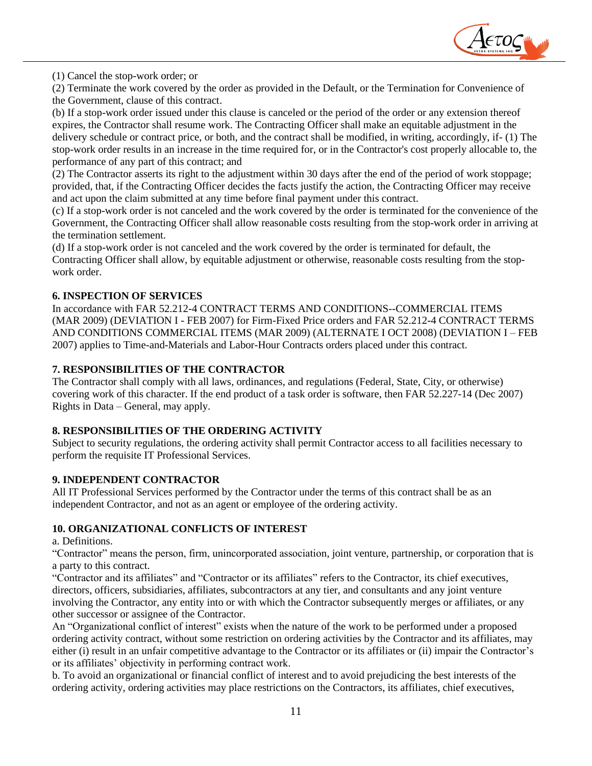(1) Cancel the stop-work order; or

(2) Terminate the work covered by the order as provided in the Default, or the Termination for Convenience of the Government, clause of this contract.

(b) If a stop-work order issued under this clause is canceled or the period of the order or any extension thereof expires, the Contractor shall resume work. The Contracting Officer shall make an equitable adjustment in the delivery schedule or contract price, or both, and the contract shall be modified, in writing, accordingly, if- (1) The stop-work order results in an increase in the time required for, or in the Contractor's cost properly allocable to, the performance of any part of this contract; and

(2) The Contractor asserts its right to the adjustment within 30 days after the end of the period of work stoppage; provided, that, if the Contracting Officer decides the facts justify the action, the Contracting Officer may receive and act upon the claim submitted at any time before final payment under this contract.

(c) If a stop-work order is not canceled and the work covered by the order is terminated for the convenience of the Government, the Contracting Officer shall allow reasonable costs resulting from the stop-work order in arriving at the termination settlement.

(d) If a stop-work order is not canceled and the work covered by the order is terminated for default, the Contracting Officer shall allow, by equitable adjustment or otherwise, reasonable costs resulting from the stop-work order.

**6. INSPECTION OF SERVICES**

In accordance with FAR 52.212-4 CONTRACT TERMS AND CONDITIONS--COMMERCIAL ITEMS (MAR 2009) (DEVIATION I - FEB 2007) for Firm-Fixed Price orders and FAR 52.212-4 CONTRACT TERMS AND CONDITIONS COMMERCIAL ITEMS (MAR 2009) (ALTERNATE I OCT 2008) (DEVIATION I – FEB 2007) applies to Time-and-Materials and Labor-Hour Contracts orders placed under this contract.

**7. RESPONSIBILITIES OF THE CONTRACTOR**

The Contractor shall comply with all laws, ordinances, and regulations (Federal, State, City, or otherwise) covering work of this character. If the end product of a task order is software, then FAR 52.227-14 (Dec 2007) Rights in Data – General, may apply.

**8. RESPONSIBILITIES OF THE ORDERING ACTIVITY**

Subject to security regulations, the ordering activity shall permit Contractor access to all facilities necessary to perform the requisite IT Professional Services.

**9. INDEPENDENT CONTRACTOR**

All IT Professional Services performed by the Contractor under the terms of this contract shall be as an independent Contractor, and not as an agent or employee of the ordering activity.

**10. ORGANIZATIONAL CONFLICTS OF INTEREST**

a. Definitions.

"Contractor" means the person, firm, unincorporated association, joint venture, partnership, or corporation that is a party to this contract.

"Contractor and its affiliates" and "Contractor or its affiliates" refers to the Contractor, its chief executives, directors, officers, subsidiaries, affiliates, subcontractors at any tier, and consultants and any joint venture involving the Contractor, any entity into or with which the Contractor subsequently merges or affiliates, or any other successor or assignee of the Contractor.

An "Organizational conflict of interest" exists when the nature of the work to be performed under a proposed ordering activity contract, without some restriction on ordering activities by the Contractor and its affiliates, may either (i) result in an unfair competitive advantage to the Contractor or its affiliates or (ii) impair the Contractor's or its affiliates' objectivity in performing contract work.

b. To avoid an organizational or financial conflict of interest and to avoid prejudicing the best interests of the ordering activity, ordering activities may place restrictions on the Contractors, its affiliates, chief executives,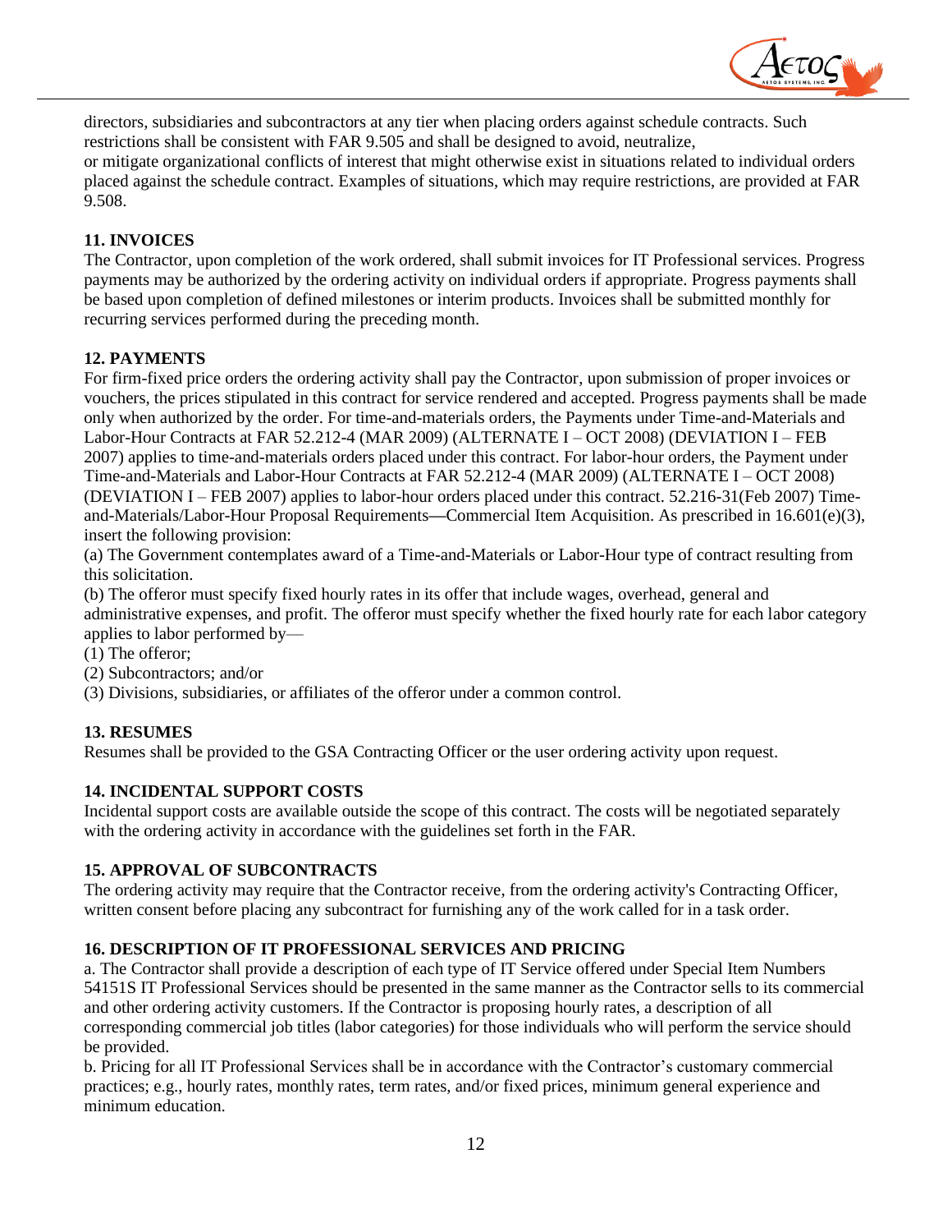directors, subsidiaries and subcontractors at any tier when placing orders against schedule contracts. Such restrictions shall be consistent with FAR 9.505 and shall be designed to avoid, neutralize,
or mitigate organizational conflicts of interest that might otherwise exist in situations related to individual orders placed against the schedule contract. Examples of situations, which may require restrictions, are provided at FAR 9.508.

**11. INVOICES**

The Contractor, upon completion of the work ordered, shall submit invoices for IT Professional services. Progress payments may be authorized by the ordering activity on individual orders if appropriate. Progress payments shall be based upon completion of defined milestones or interim products. Invoices shall be submitted monthly for recurring services performed during the preceding month.

**12. PAYMENTS**

For firm-fixed price orders the ordering activity shall pay the Contractor, upon submission of proper invoices or vouchers, the prices stipulated in this contract for service rendered and accepted. Progress payments shall be made only when authorized by the order. For time-and-materials orders, the Payments under Time-and-Materials and Labor-Hour Contracts at FAR 52.212-4 (MAR 2009) (ALTERNATE I – OCT 2008) (DEVIATION I – FEB 2007) applies to time-and-materials orders placed under this contract. For labor-hour orders, the Payment under Time-and-Materials and Labor-Hour Contracts at FAR 52.212-4 (MAR 2009) (ALTERNATE I – OCT 2008) (DEVIATION I – FEB 2007) applies to labor-hour orders placed under this contract. 52.216-31(Feb 2007) Time-and-Materials/Labor-Hour Proposal Requirements—Commercial Item Acquisition. As prescribed in 16.601(e)(3), insert the following provision:

(a) The Government contemplates award of a Time-and-Materials or Labor-Hour type of contract resulting from this solicitation.

(b) The offeror must specify fixed hourly rates in its offer that include wages, overhead, general and administrative expenses, and profit. The offeror must specify whether the fixed hourly rate for each labor category applies to labor performed by—

(1) The offeror;

(2) Subcontractors; and/or

(3) Divisions, subsidiaries, or affiliates of the offeror under a common control.

**13. RESUMES**

Resumes shall be provided to the GSA Contracting Officer or the user ordering activity upon request.

**14. INCIDENTAL SUPPORT COSTS**

Incidental support costs are available outside the scope of this contract. The costs will be negotiated separately with the ordering activity in accordance with the guidelines set forth in the FAR.

**15. APPROVAL OF SUBCONTRACTS**

The ordering activity may require that the Contractor receive, from the ordering activity's Contracting Officer, written consent before placing any subcontract for furnishing any of the work called for in a task order.

**16. DESCRIPTION OF IT PROFESSIONAL SERVICES AND PRICING**

a. The Contractor shall provide a description of each type of IT Service offered under Special Item Numbers 54151S IT Professional Services should be presented in the same manner as the Contractor sells to its commercial and other ordering activity customers. If the Contractor is proposing hourly rates, a description of all corresponding commercial job titles (labor categories) for those individuals who will perform the service should be provided.

b. Pricing for all IT Professional Services shall be in accordance with the Contractor's customary commercial practices; e.g., hourly rates, monthly rates, term rates, and/or fixed prices, minimum general experience and minimum education.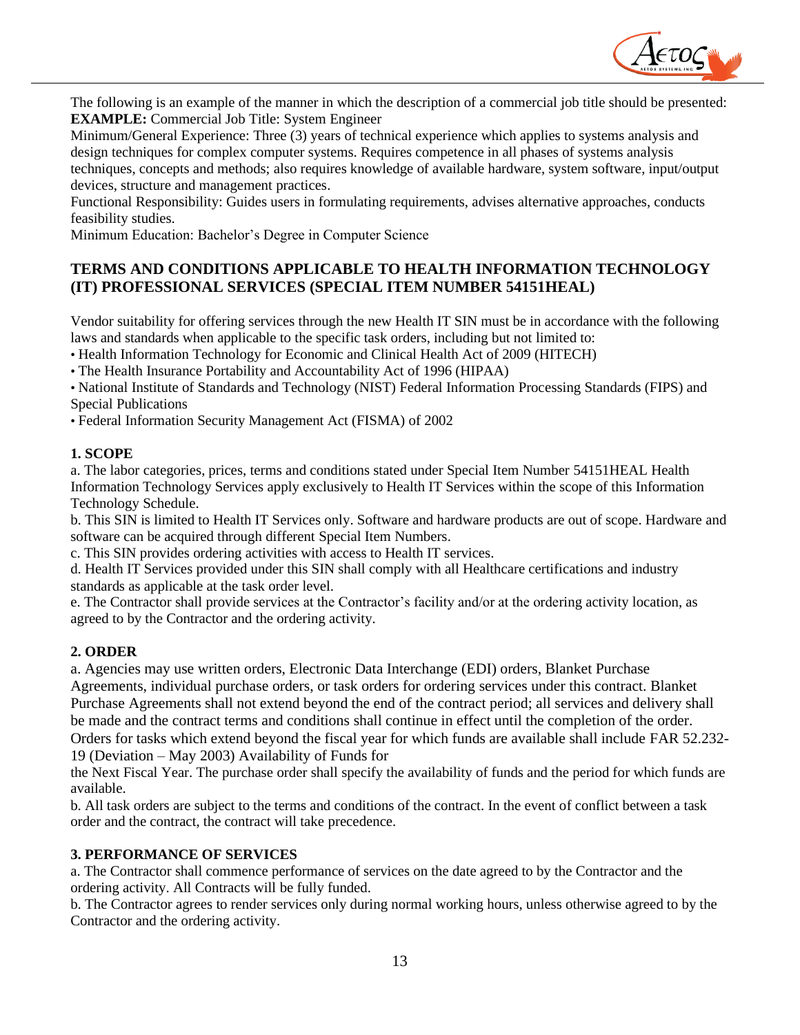The following is an example of the manner in which the description of a commercial job title should be presented:
**EXAMPLE:** Commercial Job Title: System Engineer
Minimum/General Experience: Three (3) years of technical experience which applies to systems analysis and design techniques for complex computer systems. Requires competence in all phases of systems analysis techniques, concepts and methods; also requires knowledge of available hardware, system software, input/output devices, structure and management practices.
Functional Responsibility: Guides users in formulating requirements, advises alternative approaches, conducts feasibility studies.
Minimum Education: Bachelor's Degree in Computer Science

## TERMS AND CONDITIONS APPLICABLE TO HEALTH INFORMATION TECHNOLOGY (IT) PROFESSIONAL SERVICES (SPECIAL ITEM NUMBER 54151HEAL)

Vendor suitability for offering services through the new Health IT SIN must be in accordance with the following laws and standards when applicable to the specific task orders, including but not limited to:

- Health Information Technology for Economic and Clinical Health Act of 2009 (HITECH)
- The Health Insurance Portability and Accountability Act of 1996 (HIPAA)
- National Institute of Standards and Technology (NIST) Federal Information Processing Standards (FIPS) and Special Publications
- Federal Information Security Management Act (FISMA) of 2002

### 1. SCOPE

a. The labor categories, prices, terms and conditions stated under Special Item Number 54151HEAL Health Information Technology Services apply exclusively to Health IT Services within the scope of this Information Technology Schedule.
b. This SIN is limited to Health IT Services only. Software and hardware products are out of scope. Hardware and software can be acquired through different Special Item Numbers.
c. This SIN provides ordering activities with access to Health IT services.
d. Health IT Services provided under this SIN shall comply with all Healthcare certifications and industry standards as applicable at the task order level.
e. The Contractor shall provide services at the Contractor's facility and/or at the ordering activity location, as agreed to by the Contractor and the ordering activity.

### 2. ORDER

a. Agencies may use written orders, Electronic Data Interchange (EDI) orders, Blanket Purchase Agreements, individual purchase orders, or task orders for ordering services under this contract. Blanket Purchase Agreements shall not extend beyond the end of the contract period; all services and delivery shall be made and the contract terms and conditions shall continue in effect until the completion of the order. Orders for tasks which extend beyond the fiscal year for which funds are available shall include FAR 52.232-19 (Deviation – May 2003) Availability of Funds for the Next Fiscal Year. The purchase order shall specify the availability of funds and the period for which funds are available.
b. All task orders are subject to the terms and conditions of the contract. In the event of conflict between a task order and the contract, the contract will take precedence.

### 3. PERFORMANCE OF SERVICES

a. The Contractor shall commence performance of services on the date agreed to by the Contractor and the ordering activity. All Contracts will be fully funded.
b. The Contractor agrees to render services only during normal working hours, unless otherwise agreed to by the Contractor and the ordering activity.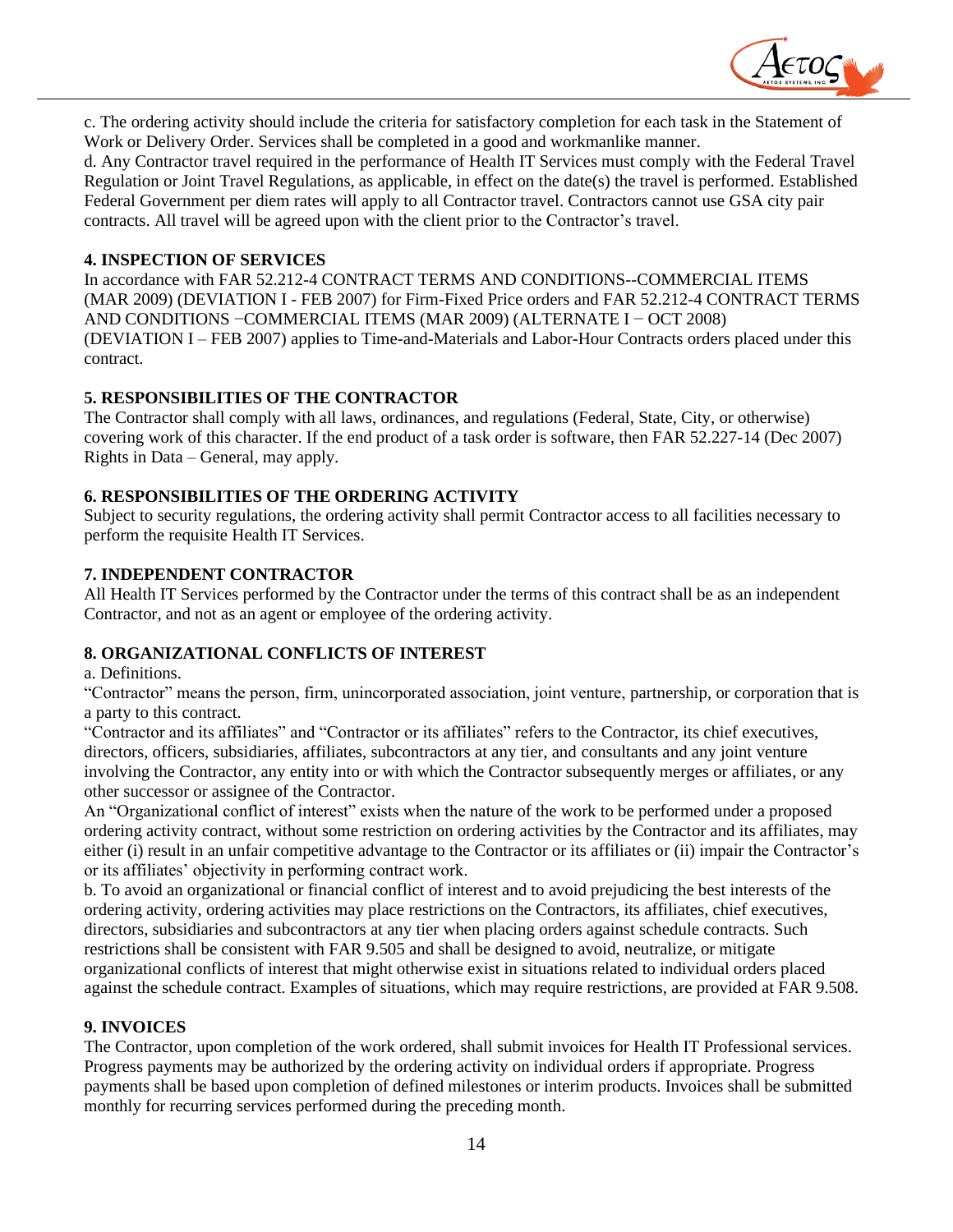c. The ordering activity should include the criteria for satisfactory completion for each task in the Statement of Work or Delivery Order. Services shall be completed in a good and workmanlike manner.
d. Any Contractor travel required in the performance of Health IT Services must comply with the Federal Travel Regulation or Joint Travel Regulations, as applicable, in effect on the date(s) the travel is performed. Established Federal Government per diem rates will apply to all Contractor travel. Contractors cannot use GSA city pair contracts. All travel will be agreed upon with the client prior to the Contractor's travel.

**4. INSPECTION OF SERVICES**
In accordance with FAR 52.212-4 CONTRACT TERMS AND CONDITIONS--COMMERCIAL ITEMS (MAR 2009) (DEVIATION I - FEB 2007) for Firm-Fixed Price orders and FAR 52.212-4 CONTRACT TERMS AND CONDITIONS −COMMERCIAL ITEMS (MAR 2009) (ALTERNATE I − OCT 2008) (DEVIATION I – FEB 2007) applies to Time-and-Materials and Labor-Hour Contracts orders placed under this contract.

**5. RESPONSIBILITIES OF THE CONTRACTOR**
The Contractor shall comply with all laws, ordinances, and regulations (Federal, State, City, or otherwise) covering work of this character. If the end product of a task order is software, then FAR 52.227-14 (Dec 2007) Rights in Data – General, may apply.

**6. RESPONSIBILITIES OF THE ORDERING ACTIVITY**
Subject to security regulations, the ordering activity shall permit Contractor access to all facilities necessary to perform the requisite Health IT Services.

**7. INDEPENDENT CONTRACTOR**
All Health IT Services performed by the Contractor under the terms of this contract shall be as an independent Contractor, and not as an agent or employee of the ordering activity.

**8. ORGANIZATIONAL CONFLICTS OF INTEREST**
a. Definitions.
"Contractor" means the person, firm, unincorporated association, joint venture, partnership, or corporation that is a party to this contract.
"Contractor and its affiliates" and "Contractor or its affiliates" refers to the Contractor, its chief executives, directors, officers, subsidiaries, affiliates, subcontractors at any tier, and consultants and any joint venture involving the Contractor, any entity into or with which the Contractor subsequently merges or affiliates, or any other successor or assignee of the Contractor.
An "Organizational conflict of interest" exists when the nature of the work to be performed under a proposed ordering activity contract, without some restriction on ordering activities by the Contractor and its affiliates, may either (i) result in an unfair competitive advantage to the Contractor or its affiliates or (ii) impair the Contractor's or its affiliates' objectivity in performing contract work.
b. To avoid an organizational or financial conflict of interest and to avoid prejudicing the best interests of the ordering activity, ordering activities may place restrictions on the Contractors, its affiliates, chief executives, directors, subsidiaries and subcontractors at any tier when placing orders against schedule contracts. Such restrictions shall be consistent with FAR 9.505 and shall be designed to avoid, neutralize, or mitigate organizational conflicts of interest that might otherwise exist in situations related to individual orders placed against the schedule contract. Examples of situations, which may require restrictions, are provided at FAR 9.508.

**9. INVOICES**
The Contractor, upon completion of the work ordered, shall submit invoices for Health IT Professional services. Progress payments may be authorized by the ordering activity on individual orders if appropriate. Progress payments shall be based upon completion of defined milestones or interim products. Invoices shall be submitted monthly for recurring services performed during the preceding month.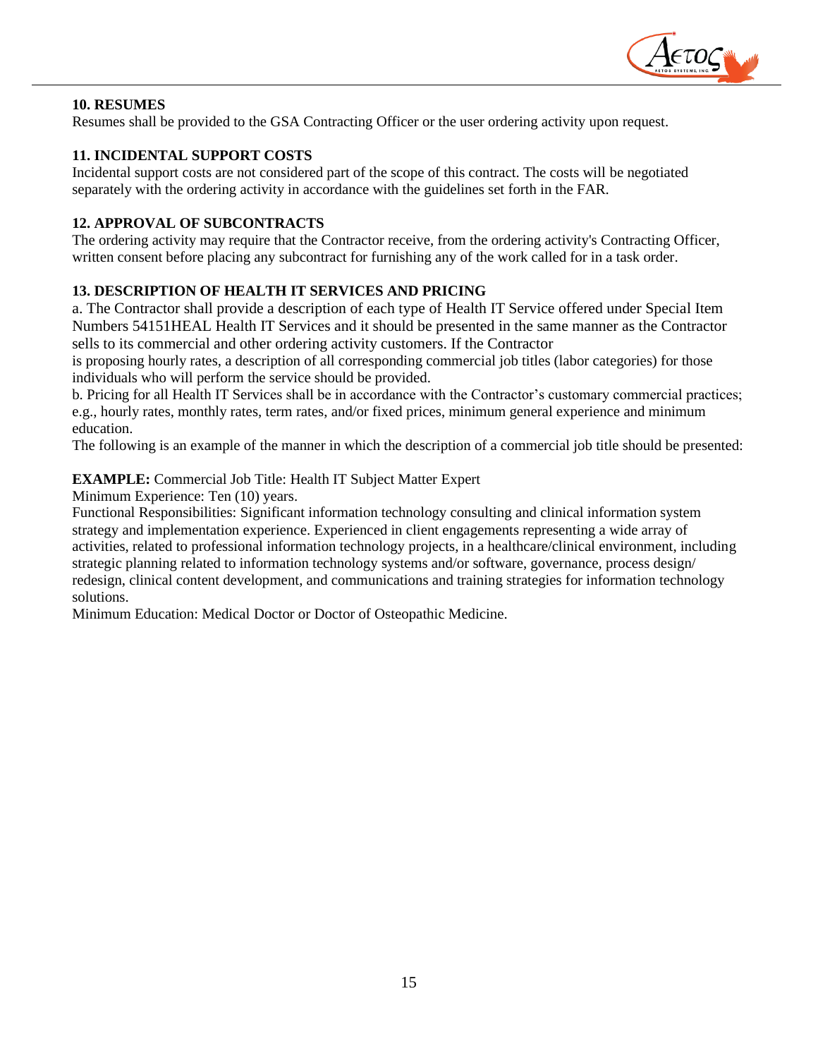**10. RESUMES**

Resumes shall be provided to the GSA Contracting Officer or the user ordering activity upon request.

**11. INCIDENTAL SUPPORT COSTS**

Incidental support costs are not considered part of the scope of this contract. The costs will be negotiated separately with the ordering activity in accordance with the guidelines set forth in the FAR.

**12. APPROVAL OF SUBCONTRACTS**

The ordering activity may require that the Contractor receive, from the ordering activity's Contracting Officer, written consent before placing any subcontract for furnishing any of the work called for in a task order.

**13. DESCRIPTION OF HEALTH IT SERVICES AND PRICING**

a. The Contractor shall provide a description of each type of Health IT Service offered under Special Item Numbers 54151HEAL Health IT Services and it should be presented in the same manner as the Contractor sells to its commercial and other ordering activity customers. If the Contractor is proposing hourly rates, a description of all corresponding commercial job titles (labor categories) for those individuals who will perform the service should be provided.

b. Pricing for all Health IT Services shall be in accordance with the Contractor's customary commercial practices; e.g., hourly rates, monthly rates, term rates, and/or fixed prices, minimum general experience and minimum education.

The following is an example of the manner in which the description of a commercial job title should be presented:

**EXAMPLE:** Commercial Job Title: Health IT Subject Matter Expert

Minimum Experience: Ten (10) years.

Functional Responsibilities: Significant information technology consulting and clinical information system strategy and implementation experience. Experienced in client engagements representing a wide array of activities, related to professional information technology projects, in a healthcare/clinical environment, including strategic planning related to information technology systems and/or software, governance, process design/ redesign, clinical content development, and communications and training strategies for information technology solutions.

Minimum Education: Medical Doctor or Doctor of Osteopathic Medicine.